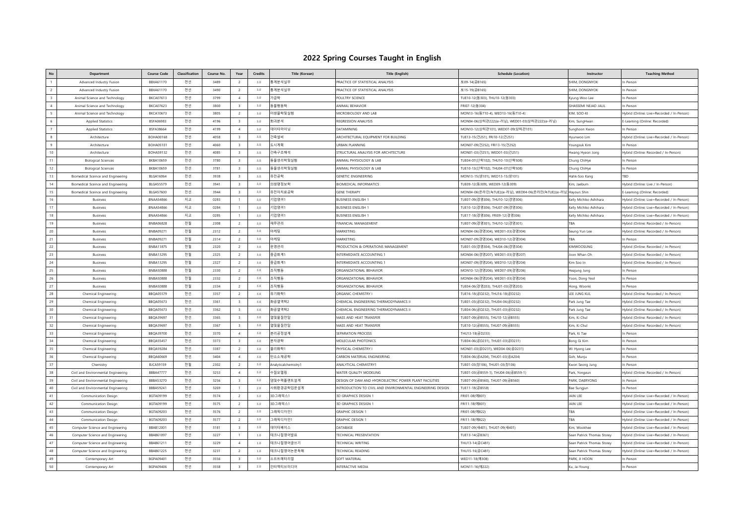# 2022 Spring Courses Taught in English

| No | Department | Course Code | Classification | Course No. | Year | Credits | Title (Korean) | Title (English) | Schedule (Location) | Instructor | Teaching Method |
|---|---|---|---|---|---|---|---|---|---|---|---|
| 1 | Advanced Industry Fusion | BBXA61170 | 전선 | 3489 | 2 | 3.0 | 통계분석실무 | PRACTICE OF STATISTICAL ANALYSIS | 토09-14(공B165) | SHIM, DONGNYOK | In Person |
| 2 | Advanced Industry Fusion | BBXA61170 | 전선 | 3490 | 2 | 3.0 | 통계분석실무 | PRACTICE OF STATISTICAL ANALYSIS | 토15-19(공B165) | SHIM, DONGNYOK | In Person |
| 3 | Animal Science and Technology | BKCA07613 | 전선 | 3799 | 4 | 3.0 | 가금학 | POULTRY SCIENCE | TUE10-12(동303), THU10-12(동303) | Kyung-Woo Lee | In Person |
| 4 | Animal Science and Technology | BKCA07623 | 전선 | 3800 | 3 | 3.0 | 동물행동학 | ANIMAL BEHAVIOR | FRI07-12(동304) | GHASSEMI NEJAD JALIL | In Person |
| 5 | Animal Science and Technology | BKCA10673 | 전선 | 3805 | 2 | 3.0 | 미생물학및실험 | MICROBIOLOGY AND LAB | MON13-16(동710-4), WED13-16(동710-4) | KIM, SOO-KI | Hybrid (Online: Live+Recorded / In-Person) |
| 6 | Applied Statistics | BSFA06983 | 전선 | 4196 | 3 | 3.0 | 회귀분석 | REGRESSION ANALYSIS | MON04-06(상허관222)(e-러닝), WED01-03(상허관222)(e-러닝) | Kim, SungHwan | E-Learning (Online: Recorded) |
| 7 | Applied Statistics | BSFA38664 | 전선 | 4199 | 4 | 3.0 | 데이터마이닝 | DATAMINING | MON10-12(상허관101), WED07-09(상허관101) | Sunghoon Kwon | In Person |
| 8 | Architecture | BOHA00168 | 전선 | 4058 | 3 | 3.0 | 건축설비 | ARCHITECTURAL EQUIPMENT FOR BUILDING | TUE13-15(건251), FRI10-12(건251) | Hyunwoo Lim | Hybrid (Online: Live+Recorded / In-Person) |
| 9 | Architecture | BOHA05101 | 전선 | 4060 | 3 | 3.0 | 도시계획 | URBAN PLANNING | MON07-09(건252), FRI13-15(건252) | Youngsuk Kim | In Person |
| 10 | Architecture | BOHA59132 | 전선 | 4085 | 3 | 3.0 | 건축구조해석 | STRUCTURAL ANALYSIS FOR ARCHITECTURE | MON01-03(건251), WED01-03(건251) | Hwang Hyeon Jong | Hybrid (Online: Recorded / In-Person) |
| 11 | Biological Sciences | BKBA10659 | 전선 | 3780 | 3 | 3.0 | 동물생리학및실험 | ANIMAL PHYSIOLOGY & LAB | TUE04-07(산학102), THU10-13(산학508) | Chung ChiHye | In Person |
| 12 | Biological Sciences | BKBA10659 | 전선 | 3781 | 3 | 3.0 | 동물생리학및실험 | ANIMAL PHYSIOLOGY & LAB | TUE10-13(산학102), THU04-07(산학508) | Chung ChiHye | In Person |
| 13 | Biomedical Sceince and Engineering | BLGA16064 | 전선 | 3938 | 3 | 3.0 | 유전공학 | GENETIC ENGINEERING | MON13-15(생101), WED13-15(생101) | Hahk-Soo Kang | TBD |
| 14 | Biomedical Sceince and Engineering | BLGA55579 | 전선 | 3941 | 3 | 3.0 | 의생명정보학 | BIOMEDICAL INFORMATICS | TUE09-12(동309), WED09-12(동309) | Kim, Jaebum | Hybrid (Online: Live / In-Person) |
| 15 | Biomedical Sceince and Engineering | BLGA57600 | 전선 | 3944 | 3 | 3.0 | 유전자치료공학 | GENE THERAPY | MON04-06(온라인(녹TUE))(e-러닝), WED04-06(온라인(녹TUE))(e-러닝) | Hayoun Shin | E-Learning (Online: Recorded) |
| 16 | Business | BNAA54866 | 지교 | 0283 | 1 | 3.0 | 기업영어1 | BUSINESS ENGLISH 1 | TUE07-09(경영306), THU10-12(경영306) | Kelly Michiko Ashihara | Hybrid (Online: Live+Recorded / In-Person) |
| 17 | Business | BNAA54866 | 지교 | 0284 | 1 | 3.0 | 기업영어1 | BUSINESS ENGLISH 1 | TUE10-12(경영306), THU07-09(경영306) | Kelly Michiko Ashihara | Hybrid (Online: Live+Recorded / In-Person) |
| 18 | Business | BNAA54866 | 지교 | 0285 | 1 | 3.0 | 기업영어1 | BUSINESS ENGLISH 1 | TUE17-18(경영306), FRI09-12(경영306) | Kelly Michiko Ashihara | Hybrid (Online: Live+Recorded / In-Person) |
| 19 | Business | BNBA06828 | 전필 | 2308 | 2 | 3.0 | 재무관리 | FINANCIAL MANAGEMENT | TUE07-09(경영301), THU10-12(경영301) | TBA | Hybrid (Online: Recorded / In-Person) |
| 20 | Business | BNBA09271 | 전필 | 2312 | 2 | 3.0 | 마케팅 | MARKETING | MON04-06(경영304), WED01-03(경영304) | Seung Yun Lee | Hybrid (Online: Recorded / In-Person) |
| 21 | Business | BNBA09271 | 전필 | 2314 | 2 | 3.0 | 마케팅 | MARKETING | MON07-09(경영304), WED10-12(경영304) | TBA | In Person |
| 22 | Business | BNBA11875 | 전필 | 2320 | 2 | 3.0 | 운영관리 | PRODUCTION & OPERATIONS MANAGEMENT | TUE01-03(경영304), THU04-06(경영304) | KIMWOOSUNG | Hybrid (Online: Recorded / In-Person) |
| 23 | Business | BNBA13295 | 전필 | 2325 | 2 | 3.0 | 중급회계1 | INTERMEDIATE ACCOUNTING 1 | MON04-06(경영207), WED01-03(경영207) | Joon Whan Oh | Hybrid (Online: Recorded / In-Person) |
| 24 | Business | BNBA13295 | 전필 | 2327 | 2 | 3.0 | 중급회계1 | INTERMEDIATE ACCOUNTING 1 | MON07-09(경영204), WED10-12(경영204) | Kim Soo In | Hybrid (Online: Recorded / In-Person) |
| 25 | Business | BNBA50888 | 전필 | 2330 | 2 | 3.0 | 조직행동 | ORGANIZATIONAL BEHAVIOR | MON10-12(경영206), WED07-09(경영206) | Heajung Jung | In Person |
| 26 | Business | BNBA50888 | 전필 | 2332 | 2 | 3.0 | 조직행동 | ORGANIZATIONAL BEHAVIOR | MON04-06(경영204), WED01-03(경영204) | Yoon, Dong Yeol | In Person |
| 27 | Business | BNBA50888 | 전필 | 2334 | 2 | 3.0 | 조직행동 | ORGANIZATIONAL BEHAVIOR | TUE04-06(경영203), THU01-03(경영203) | Hong, Woonki | In Person |
| 28 | Chemical Engineering | BBQA05579 | 전선 | 3357 | 2 | 3.0 | 유기화학1 | ORGANIC CHEMISTRY I | TUE16-18(공D232), THU16-18(공D232) | LEE JUNG KUL | Hybrid (Online: Recorded / In-Person) |
| 29 | Chemical Engineering | BBQA05673 | 전선 | 3361 | 3 | 3.0 | 화공열역학2 | CHEMICAL ENGINEERING THERMODYNAMICS II | TUE01-03(공D232), THU04-06(공D232) | Park Jung Tae | Hybrid (Online: Recorded / In-Person) |
| 30 | Chemical Engineering | BBQA05673 | 전선 | 3362 | 3 | 3.0 | 화공열역학2 | CHEMICAL ENGINEERING THERMODYNAMICS II | TUE04-06(공D232), THU01-03(공D232) | Park Jung Tae | Hybrid (Online: Recorded / In-Person) |
| 31 | Chemical Engineering | BBQA39697 | 전선 | 3365 | 3 | 3.0 | 열및물질전달 | MASS AND HEAT TRANSFER | TUE07-09(공B555), THU10-12(공B555) | Kim, Ki Chul | Hybrid (Online: Recorded / In-Person) |
| 32 | Chemical Engineering | BBQA39697 | 전선 | 3367 | 3 | 3.0 | 열및물질전달 | MASS AND HEAT TRANSFER | TUE10-12(공B555), THU07-09(공B555) | Kim, Ki Chul | Hybrid (Online: Recorded / In-Person) |
| 33 | Chemical Engineering | BBQA39700 | 전선 | 3370 | 4 | 3.0 | 분리공정설계 | SEPARATION PROCESS | THU13-18(공D233) | Park, Ki Tae | In Person |
| 34 | Chemical Engineering | BBQA55457 | 전선 | 3373 | 3 | 3.0 | 분자광학 | MOLECULAR PHOTONICS | TUE04-06(공D231), THU01-03(공D231) | Bong Gi Kim | In Person |
| 35 | Chemical Engineering | BBQA59284 | 전선 | 3387 | 2 | 3.0 | 물리화학1 | PHYSICAL CHEMISTRY I | MON01-03(공D231), WED04-06(공D231) | Wi Hyong Lee | In Person |
| 36 | Chemical Engineering | BBQA60669 | 전선 | 3404 | 4 | 3.0 | 탄소소재공학 | CARBON MATERIAL ENGINEERING | TUE04-06(공A204), THU01-03(공A204) | Goh, Munju | In Person |
| 37 | Chemistry | BJCA59159 | 전필 | 2302 | 2 | 3.0 | Analyticalchemistry1 | ANALYTICAL CHEMISTRY1 | TUE01-03(창106), THU01-03(창106) | Kwon Seong Jung | In Person |
| 38 | Civil and Environmental Engineering | BBBA47777 | 전선 | 3253 | 4 | 3.0 | 수질모델링 | WATER QUALITY MODELING | TUE01-03(공B559-1), THU04-06(공B559-1) | Park, Yongeun | Hybrid (Online: Recorded / In-Person) |
| 39 | Civil and Environmental Engineering | BBBA53270 | 전선 | 3256 | 3 | 3.0 | 댐및수력플랜트설계 | DESIGN OF DAM AND HYDROELECTRIC POWER PLANT FACILITIES | TUE07-09(공B560), THU07-09(공B560) | PARK, DAERYONG | In Person |
| 40 | Civil and Environmental Engineering | BBBA59241 | 전선 | 3269 | 1 | 2.0 | 사회환경공학입문설계 | INTRODUCTION TO CIVIL AND ENVIRONMENTAL ENGINEERING DESIGN | TUE11-18(공B558) | Bae Sungjun | In Person |
| 41 | Communication Design | BGTA09199 | 전선 | 3574 | 2 | 3.0 | 3D그래픽스1 | 3D GRAPHICS DESIGN 1 | FRI01-08(예801) | JAIN LEE | Hybrid (Online: Live+Recorded / In-Person) |
| 42 | Communication Design | BGTA09199 | 전선 | 3575 | 2 | 3.0 | 3D그래픽스1 | 3D GRAPHICS DESIGN 1 | FRI11-18(예801) | JAIN LEE | Hybrid (Online: Live+Recorded / In-Person) |
| 43 | Communication Design | BGTA09203 | 전선 | 3576 | 2 | 3.0 | 그래픽디자인1 | GRAPHIC DESIGN 1 | FRI01-08(예822) | TBA | Hybrid (Online: Live+Recorded / In-Person) |
| 44 | Communication Design | BGTA09203 | 전선 | 3577 | 2 | 3.0 | 그래픽디자인1 | GRAPHIC DESIGN 1 | FRI11-18(예822) | TBA | Hybrid (Online: Live+Recorded / In-Person) |
| 45 | Computer Science and Engineering | BBAB12001 | 전선 | 3181 | 3 | 3.0 | 데이터베이스 | DATABASE | TUE07-09(새401), THU07-09(새401) | Kim, Wookhee | Hybrid (Online: Live+Recorded / In-Person) |
| 46 | Computer Science and Engineering | BBAB61097 | 전선 | 3227 | 1 | 1.0 | 테크니컬영어발표 | TECHNICAL PRESENTATION | TUE13-14(공B361) | Sean Patrick Thomas Storey | Hybrid (Online: Live+Recorded / In-Person) |
| 47 | Computer Science and Engineering | BBAB61211 | 전선 | 3229 | 4 | 1.0 | 테크니컬영어글쓰기 | TECHNICAL WRITING | THU13-14(공C481) | Sean Patrick Thomas Storey | Hybrid (Online: Live+Recorded / In-Person) |
| 48 | Computer Science and Engineering | BBAB61225 | 전선 | 3231 | 2 | 1.0 | 테크니컬영어논문독해 | TECHNICAL READING | THU15-16(공C481) | Sean Patrick Thomas Storey | Hybrid (Online: Live+Recorded / In-Person) |
| 49 | Contemporary Art | BGPA09401 | 전선 | 3556 | 3 | 3.0 | 소프트매터리얼 | SOFT MATERIAL | WED11-18(예308) | PARK, JI HOON | In Person |
| 50 | Contemporary Art | BGPA09406 | 전선 | 3558 | 3 | 2.0 | 인터랙티브미디어 | INTERACTIVE MEDIA | MON11-16(예222) | Ku, Ja-Young | In Person |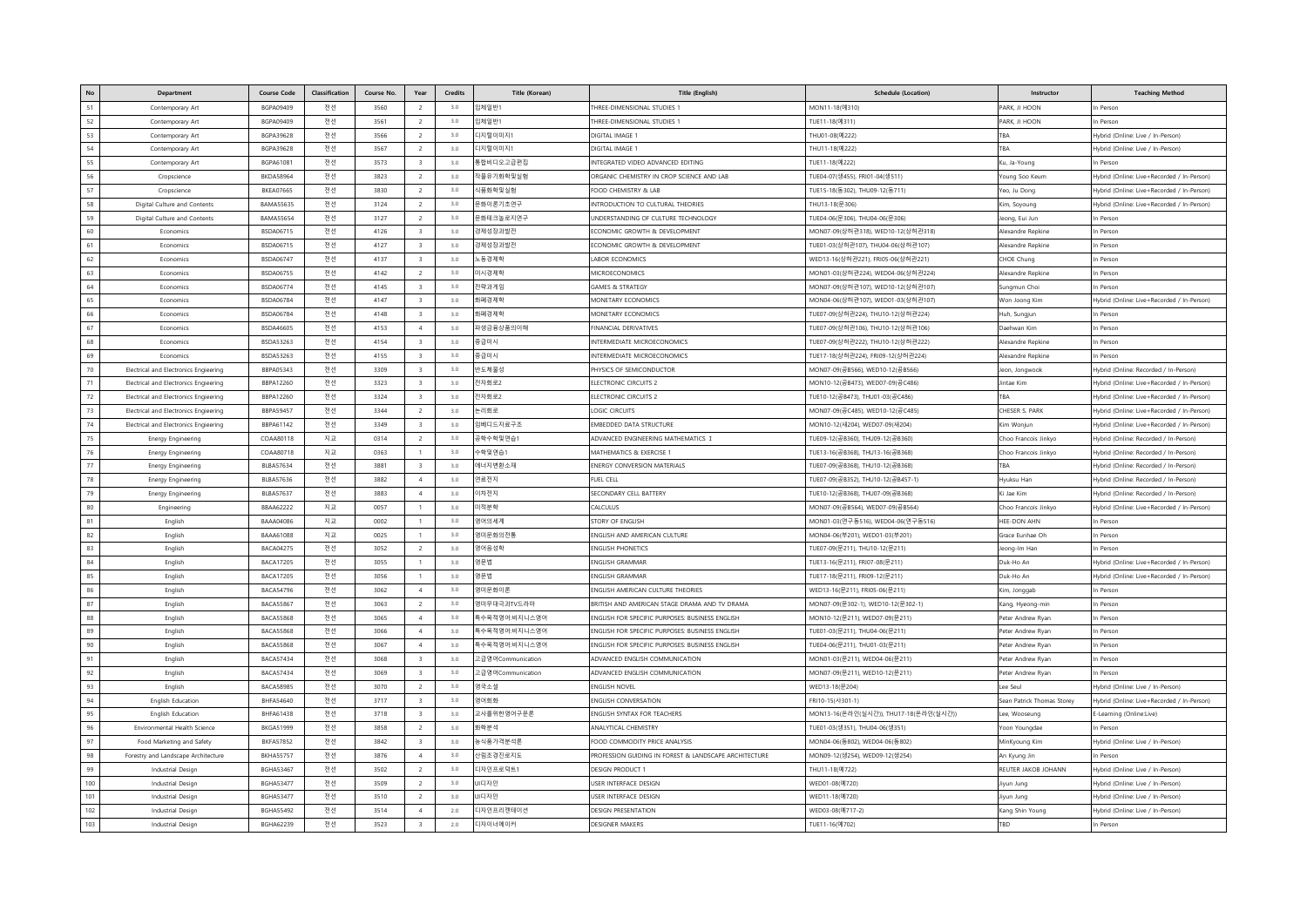| No | Department | Course Code | Classification | Course No. | Year | Credits | Title (Korean) | Title (English) | Schedule (Location) | Instructor | Teaching Method |
|---|---|---|---|---|---|---|---|---|---|---|---|
| 51 | Contemporary Art | BGPA09409 | 전선 | 3560 | 2 | 3.0 | 입체일반1 | THREE-DIMENSIONAL STUDIES 1 | MON11-18(예310) | PARK, JI HOON | In Person |
| 52 | Contemporary Art | BGPA09409 | 전선 | 3561 | 2 | 3.0 | 입체일반1 | THREE-DIMENSIONAL STUDIES 1 | TUE11-18(예311) | PARK, JI HOON | In Person |
| 53 | Contemporary Art | BGPA39628 | 전선 | 3566 | 2 | 3.0 | 디지털이미지1 | DIGITAL IMAGE 1 | THU01-08(예222) | TBA | Hybrid (Online: Live / In-Person) |
| 54 | Contemporary Art | BGPA39628 | 전선 | 3567 | 2 | 3.0 | 디지털이미지1 | DIGITAL IMAGE 1 | THU11-18(예222) | TBA | Hybrid (Online: Live / In-Person) |
| 55 | Contemporary Art | BGPA61081 | 전선 | 3573 | 3 | 3.0 | 통합비디오고급편집 | INTEGRATED VIDEO ADVANCED EDITING | TUE11-18(예222) | Ku, Ja-Young | In Person |
| 56 | Cropscience | BKDA58964 | 전선 | 3823 | 2 | 3.0 | 작물유기화학및실험 | ORGANIC CHEMISTRY IN CROP SCIENCE AND LAB | TUE04-07(생455), FRI01-04(생511) | Young Soo Keum | Hybrid (Online: Live+Recorded / In-Person) |
| 57 | Cropscience | BKEA07665 | 전선 | 3830 | 2 | 3.0 | 식품화학및실험 | FOOD CHEMISTRY & LAB | TUE15-18(동302), THU09-12(동711) | Yeo, Ju Dong | Hybrid (Online: Live+Recorded / In-Person) |
| 58 | Digital Culture and Contents | BAMA55635 | 전선 | 3124 | 2 | 3.0 | 문화이론기초연구 | INTRODUCTION TO CULTURAL THEORIES | THU13-18(문306) | Kim, Soyoung | Hybrid (Online: Live+Recorded / In-Person) |
| 59 | Digital Culture and Contents | BAMA55654 | 전선 | 3127 | 2 | 3.0 | 문화테크놀로지연구 | UNDERSTANDING OF CULTURE TECHNOLOGY | TUE04-06(문306), THU04-06(문306) | Jeong, Eui Jun | In Person |
| 60 | Economics | BSDA06715 | 전선 | 4126 | 3 | 3.0 | 경제성장과발전 | ECONOMIC GROWTH & DEVELOPMENT | MON07-09(상허관318), WED10-12(상허관318) | Alexandre Repkine | In Person |
| 61 | Economics | BSDA06715 | 전선 | 4127 | 3 | 3.0 | 경제성장과발전 | ECONOMIC GROWTH & DEVELOPMENT | TUE01-03(상허관107), THU04-06(상허관107) | Alexandre Repkine | In Person |
| 62 | Economics | BSDA06747 | 전선 | 4137 | 3 | 3.0 | 노동경제학 | LABOR ECONOMICS | WED13-16(상허관221), FRI05-06(상허관221) | CHOE Chung | In Person |
| 63 | Economics | BSDA06755 | 전선 | 4142 | 2 | 3.0 | 미시경제학 | MICROECONOMICS | MON01-03(상허관224), WED04-06(상허관224) | Alexandre Repkine | In Person |
| 64 | Economics | BSDA06774 | 전선 | 4145 | 3 | 3.0 | 전략과게임 | GAMES & STRATEGY | MON07-09(상허관107), WED10-12(상허관107) | Sungmun Choi | In Person |
| 65 | Economics | BSDA06784 | 전선 | 4147 | 3 | 3.0 | 화폐경제학 | MONETARY ECONOMICS | MON04-06(상허관107), WED01-03(상허관107) | Won Joong Kim | Hybrid (Online: Live+Recorded / In-Person) |
| 66 | Economics | BSDA06784 | 전선 | 4148 | 3 | 3.0 | 화폐경제학 | MONETARY ECONOMICS | TUE07-09(상허관224), THU10-12(상허관224) | Huh, Sungjun | In Person |
| 67 | Economics | BSDA46605 | 전선 | 4153 | 4 | 3.0 | 파생금융상품의이해 | FINANCIAL DERIVATIVES | TUE07-09(상허관106), THU10-12(상허관106) | Daehwan Kim | In Person |
| 68 | Economics | BSDA53263 | 전선 | 4154 | 3 | 3.0 | 중급미시 | INTERMEDIATE MICROECONOMICS | TUE07-09(상허관222), THU10-12(상허관222) | Alexandre Repkine | In Person |
| 69 | Economics | BSDA53263 | 전선 | 4155 | 3 | 3.0 | 중급미시 | INTERMEDIATE MICROECONOMICS | TUE17-18(상허관224), FRI09-12(상허관224) | Alexandre Repkine | In Person |
| 70 | Electrical and Electronics Engieering | BBPA05343 | 전선 | 3309 | 3 | 3.0 | 반도체물성 | PHYSICS OF SEMICONDUCTOR | MON07-09(공B566), WED10-12(공B566) | Jeon, Jongwook | Hybrid (Online: Recorded / In-Person) |
| 71 | Electrical and Electronics Engieering | BBPA12260 | 전선 | 3323 | 3 | 3.0 | 전자회로2 | ELECTRONIC CIRCUITS 2 | MON10-12(공B473), WED07-09(공C486) | Jintae Kim | Hybrid (Online: Live+Recorded / In-Person) |
| 72 | Electrical and Electronics Engieering | BBPA12260 | 전선 | 3324 | 3 | 3.0 | 전자회로2 | ELECTRONIC CIRCUITS 2 | TUE10-12(공B473), THU01-03(공C486) | TBA | Hybrid (Online: Live+Recorded / In-Person) |
| 73 | Electrical and Electronics Engieering | BBPA59457 | 전선 | 3344 | 2 | 3.0 | 논리회로 | LOGIC CIRCUITS | MON07-09(공C485), WED10-12(공C485) | CHESER S. PARK | Hybrid (Online: Live+Recorded / In-Person) |
| 74 | Electrical and Electronics Engieering | BBPA61142 | 전선 | 3349 | 3 | 3.0 | 임베디드자료구조 | EMBEDDED DATA STRUCTURE | MON10-12(새204), WED07-09(새204) | Kim Wonjun | Hybrid (Online: Live+Recorded / In-Person) |
| 75 | Energy Engineering | COAA80118 | 지교 | 0314 | 2 | 3.0 | 공학수학및연습1 | ADVANCED ENGINEERING MATHEMATICS Ⅰ | TUE09-12(공B360), THU09-12(공B360) | Choo Francois Jinkyo | Hybrid (Online: Recorded / In-Person) |
| 76 | Energy Engineering | COAA80718 | 지교 | 0363 | 1 | 3.0 | 수학및연습1 | MATHEMATICS & EXERCISE 1 | TUE13-16(공B368), THU13-16(공B368) | Choo Francois Jinkyo | Hybrid (Online: Recorded / In-Person) |
| 77 | Energy Engineering | BLBA57634 | 전선 | 3881 | 3 | 3.0 | 에너지변환소재 | ENERGY CONVERSION MATERIALS | TUE07-09(공B368), THU10-12(공B368) | TBA | Hybrid (Online: Recorded / In-Person) |
| 78 | Energy Engineering | BLBA57636 | 전선 | 3882 | 4 | 3.0 | 연료전지 | FUEL CELL | TUE07-09(공B352), THU10-12(공B457-1) | Hyuksu Han | Hybrid (Online: Recorded / In-Person) |
| 79 | Energy Engineering | BLBA57637 | 전선 | 3883 | 4 | 3.0 | 이차전지 | SECONDARY CELL BATTERY | TUE10-12(공B368), THU07-09(공B368) | Ki Jae Kim | Hybrid (Online: Recorded / In-Person) |
| 80 | Engineering | BBAA62222 | 지교 | 0057 | 1 | 3.0 | 미적분학 | CALCULUS | MON07-09(공B564), WED07-09(공B564) | Choo Francois Jinkyo | Hybrid (Online: Live+Recorded / In-Person) |
| 81 | English | BAAA04086 | 지교 | 0002 | 1 | 3.0 | 영어의세계 | STORY OF ENGLISH | MON01-03(연구동516), WED04-06(연구동516) | HEE-DON AHN | In Person |
| 82 | English | BAAA61088 | 지교 | 0025 | 1 | 3.0 | 영미문화의전통 | ENGLISH AND AMERICAN CULTURE | MON04-06(부201), WED01-03(부201) | Grace Eunhae Oh | In Person |
| 83 | English | BACA04275 | 전선 | 3052 | 2 | 3.0 | 영어음성학 | ENGLISH PHONETICS | TUE07-09(문211), THU10-12(문211) | Jeong-Im Han | In Person |
| 84 | English | BACA17205 | 전선 | 3055 | 1 | 3.0 | 영문법 | ENGLISH GRAMMAR | TUE13-16(문211), FRI07-08(문211) | Duk-Ho An | Hybrid (Online: Live+Recorded / In-Person) |
| 85 | English | BACA17205 | 전선 | 3056 | 1 | 3.0 | 영문법 | ENGLISH GRAMMAR | TUE17-18(문211), FRI09-12(문211) | Duk-Ho An | Hybrid (Online: Live+Recorded / In-Person) |
| 86 | English | BACA54796 | 전선 | 3062 | 4 | 3.0 | 영미문화이론 | ENGLISH AMERICAN CULTURE THEORIES | WED13-16(문211), FRI05-06(문211) | Kim, Jonggab | In Person |
| 87 | English | BACA55867 | 전선 | 3063 | 2 | 3.0 | 영미무대극과TV드라마 | BRITISH AND AMERICAN STAGE DRAMA AND TV DRAMA | MON07-09(문302-1), WED10-12(문302-1) | Kang, Hyeong-min | In Person |
| 88 | English | BACA55868 | 전선 | 3065 | 4 | 3.0 | 특수목적영어:비지니스영어 | ENGLISH FOR SPECIFIC PURPOSES: BUSINESS ENGLISH | MON10-12(문211), WED07-09(문211) | Peter Andrew Ryan | In Person |
| 89 | English | BACA55868 | 전선 | 3066 | 4 | 3.0 | 특수목적영어:비지니스영어 | ENGLISH FOR SPECIFIC PURPOSES: BUSINESS ENGLISH | TUE01-03(문211), THU04-06(문211) | Peter Andrew Ryan | In Person |
| 90 | English | BACA55868 | 전선 | 3067 | 4 | 3.0 | 특수목적영어:비지니스영어 | ENGLISH FOR SPECIFIC PURPOSES: BUSINESS ENGLISH | TUE04-06(문211), THU01-03(문211) | Peter Andrew Ryan | In Person |
| 91 | English | BACA57434 | 전선 | 3068 | 3 | 3.0 | 고급영어Communication | ADVANCED ENGLISH COMMUNICATION | MON01-03(문211), WED04-06(문211) | Peter Andrew Ryan | In Person |
| 92 | English | BACA57434 | 전선 | 3069 | 3 | 3.0 | 고급영어Communication | ADVANCED ENGLISH COMMUNICATION | MON07-09(문211), WED10-12(문211) | Peter Andrew Ryan | In Person |
| 93 | English | BACA58985 | 전선 | 3070 | 2 | 3.0 | 영국소설 | ENGLISH NOVEL | WED13-18(문204) | Lee Seul | Hybrid (Online: Live / In-Person) |
| 94 | English Education | BHFA54640 | 전선 | 3717 | 3 | 3.0 | 영어회화 | ENGLISH CONVERSATION | FRI10-15(사301-1) | Sean Patrick Thomas Storey | Hybrid (Online: Live+Recorded / In-Person) |
| 95 | English Education | BHFA61438 | 전선 | 3718 | 3 | 3.0 | 교사를위한영어구문론 | ENGLISH SYNTAX FOR TEACHERS | MON13-16(온라인(실시간)), THU17-18(온라인(실시간)) | Lee, Wooseung | E-Learning (Online:Live) |
| 96 | Environmental Health Science | BKGA51999 | 전선 | 3858 | 2 | 3.0 | 화학분석 | ANALYTICAL CHEMISTRY | TUE01-03(생351), THU04-06(생351) | Yoon Youngdae | In Person |
| 97 | Food Marketing and Safety | BKFA57852 | 전선 | 3842 | 3 | 3.0 | 농식품가격분석론 | FOOD COMMODITY PRICE ANALYSIS | MON04-06(동802), WED04-06(동802) | MinKyoung Kim | Hybrid (Online: Live / In-Person) |
| 98 | Forestry and Landscape Architecture | BKHA55757 | 전선 | 3876 | 4 | 3.0 | 산림조경진로지도 | PROFESSION GUIDING IN FOREST & LANDSCAPE ARCHITECTURE | MON09-12(생254), WED09-12(생254) | An Kyung Jin | In Person |
| 99 | Industrial Design | BGHA53467 | 전선 | 3502 | 2 | 3.0 | 디자인프로덕트1 | DESIGN PRODUCT 1 | THU11-18(예722) | REUTER JAKOB JOHANN | Hybrid (Online: Live / In-Person) |
| 100 | Industrial Design | BGHA53477 | 전선 | 3509 | 2 | 3.0 | UI디자인 | USER INTERFACE DESIGN | WED01-08(예720) | Jiyun Jung | Hybrid (Online: Live / In-Person) |
| 101 | Industrial Design | BGHA53477 | 전선 | 3510 | 2 | 3.0 | UI디자인 | USER INTERFACE DESIGN | WED11-18(예720) | Jiyun Jung | Hybrid (Online: Live / In-Person) |
| 102 | Industrial Design | BGHA55492 | 전선 | 3514 | 4 | 2.0 | 디자인프리젠테이션 | DESIGN PRESENTATION | WED03-08(예717-2) | Kang Shin Young | Hybrid (Online: Live / In-Person) |
| 103 | Industrial Design | BGHA62239 | 전선 | 3523 | 3 | 2.0 | 디자이너메이커 | DESIGNER MAKERS | TUE11-16(예702) | TBD | In Person |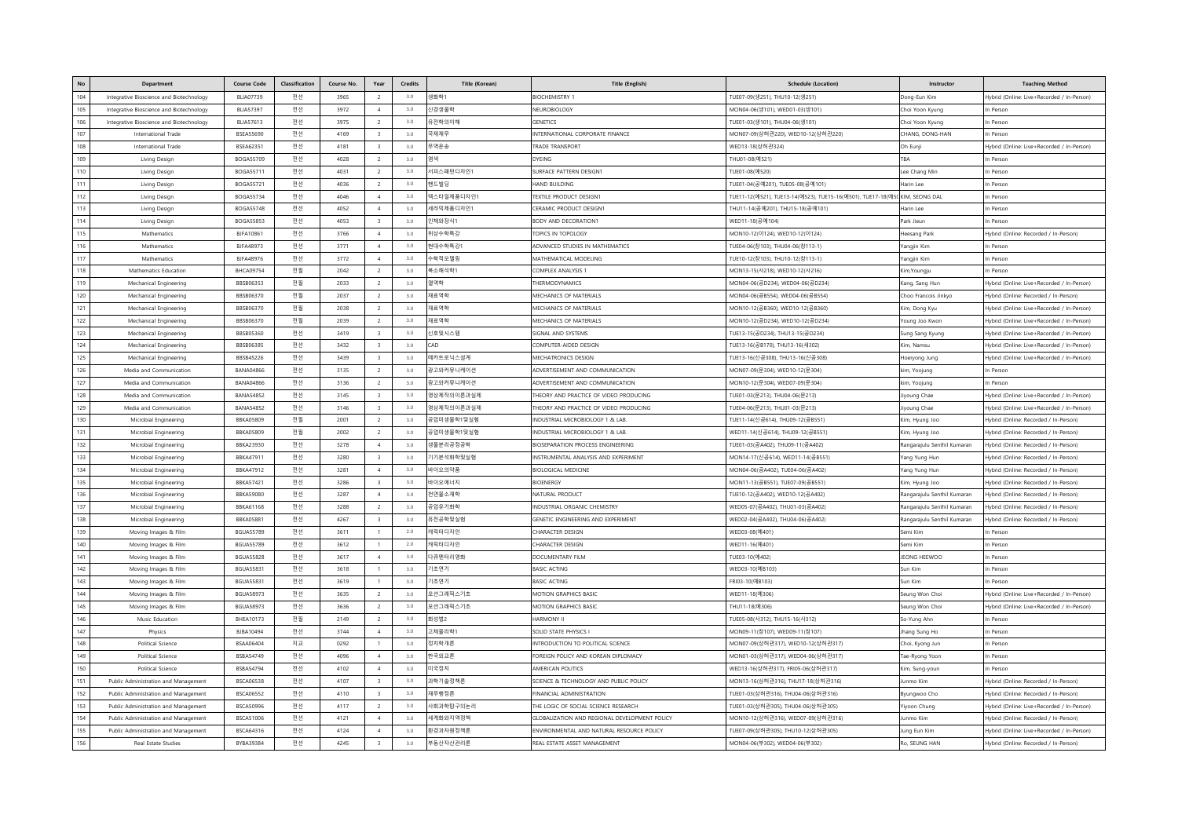| No | Department | Course Code | Classification | Course No. | Year | Credits | Title (Korean) | Title (English) | Schedule (Location) | Instructor | Teaching Method |
|---|---|---|---|---|---|---|---|---|---|---|---|
| 104 | Integrative Bioscience and Biotechnology | BLIA07739 | 전선 | 3965 | 2 | 3.0 | 생화학1 | BIOCHEMISTRY 1 | TUE07-09(생251), THU10-12(생251) | Dong-Eun Kim | Hybrid (Online: Live+Recorded / In-Person) |
| 105 | Integrative Bioscience and Biotechnology | BLIA57397 | 전선 | 3972 | 4 | 3.0 | 신경생물학 | NEUROBIOLOGY | MON04-06(생101), WED01-03(생101) | Choi Yoon Kyung | In Person |
| 106 | Integrative Bioscience and Biotechnology | BLIA57613 | 전선 | 3975 | 2 | 3.0 | 유전학의이해 | GENETICS | TUE01-03(생101), THU04-06(생101) | Choi Yoon Kyung | In Person |
| 107 | International Trade | BSEA55690 | 전선 | 4169 | 3 | 3.0 | 국제재무 | INTERNATIONAL CORPORATE FINANCE | MON07-09(상허관220), WED10-12(상허관220) | CHANG, DONG-HAN | In Person |
| 108 | International Trade | BSEA62351 | 전선 | 4181 | 3 | 3.0 | 무역운송 | TRADE TRANSPORT | WED13-18(상허관324) | Oh Eunji | Hybrid (Online: Live+Recorded / In-Person) |
| 109 | Living Design | BOGA55709 | 전선 | 4028 | 2 | 3.0 | 염색 | DYEING | THU01-08(예521) | TBA | In Person |
| 110 | Living Design | BOGA55711 | 전선 | 4031 | 2 | 3.0 | 서피스패턴디자인1 | SURFACE PATTERN DESIGN1 | TUE01-08(예520) | Lee Chang Min | In Person |
| 111 | Living Design | BOGA55721 | 전선 | 4036 | 2 | 3.0 | 핸드빌딩 | HAND BUILDING | TUE01-04(공예201), TUE05-08(공예101) | Harin Lee | In Person |
| 112 | Living Design | BOGA55734 | 전선 | 4046 | 4 | 3.0 | 텍스타일제품디자인1 | TEXTILE PRODUCT DESIGN1 | TUE11-12(예521), TUE13-14(예523), TUE15-16(예501), TUE17-18(예5( | KIM, SEONG DAL | In Person |
| 113 | Living Design | BOGA55748 | 전선 | 4052 | 4 | 3.0 | 세라믹제품디자인1 | CERAMIC PRODUCT DESIGN1 | THU11-14(공예201), THU15-18(공예101) | Harin Lee | In Person |
| 114 | Living Design | BOGA55853 | 전선 | 4053 | 3 | 3.0 | 인체와장식1 | BODY AND DECORATION1 | WED11-18(공예104) | Park Jieun | In Person |
| 115 | Mathematics | BJFA10861 | 전선 | 3766 | 4 | 3.0 | 위상수학특강 | TOPICS IN TOPOLOGY | MON10-12(이124), WED10-12(이124) | Heesang Park | Hybrid (Online: Recorded / In-Person) |
| 116 | Mathematics | BJFA48973 | 전선 | 3771 | 4 | 3.0 | 현대수학특강1 | ADVANCED STUDIES IN MATHEMATICS | TUE04-06(창103), THU04-06(창113-1) | Yangjin Kim | In Person |
| 117 | Mathematics | BJFA48976 | 전선 | 3772 | 4 | 3.0 | 수학적모델링 | MATHEMATICAL MODELING | TUE10-12(창103), THU10-12(창113-1) | Yangjin Kim | In Person |
| 118 | Mathematics Education | BHCA09754 | 전필 | 2042 | 2 | 3.0 | 복소해석학1 | COMPLEX ANALYSIS 1 | MON13-15(사218), WED10-12(사216) | Kim,Youngju | In Person |
| 119 | Mechanical Engineering | BBSB06353 | 전필 | 2033 | 2 | 3.0 | 열역학 | THERMODYNAMICS | MON04-06(공D234), WED04-06(공D234) | Kang, Sang Hun | Hybrid (Online: Live+Recorded / In-Person) |
| 120 | Mechanical Engineering | BBSB06370 | 전필 | 2037 | 2 | 3.0 | 재료역학 | MECHANICS OF MATERIALS | MON04-06(공B554), WED04-06(공B554) | Choo Francois Jinkyo | Hybrid (Online: Recorded / In-Person) |
| 121 | Mechanical Engineering | BBSB06370 | 전필 | 2038 | 2 | 3.0 | 재료역학 | MECHANICS OF MATERIALS | MON10-12(공B360), WED10-12(공B360) | Kim, Dong Kyu | Hybrid (Online: Live+Recorded / In-Person) |
| 122 | Mechanical Engineering | BBSB06370 | 전필 | 2039 | 2 | 3.0 | 재료역학 | MECHANICS OF MATERIALS | MON10-12(공D234), WED10-12(공D234) | Young Joo Kwon | Hybrid (Online: Live+Recorded / In-Person) |
| 123 | Mechanical Engineering | BBSB05360 | 전선 | 3419 | 3 | 3.0 | 신호및시스템 | SIGNAL AND SYSTEMS | TUE13-15(공D234), THU13-15(공D234) | Sung Sang Kyung | Hybrid (Online: Live+Recorded / In-Person) |
| 124 | Mechanical Engineering | BBSB06385 | 전선 | 3432 | 3 | 3.0 | CAD | COMPUTER-AIDED DESIGN | TUE13-16(공B170), THU13-16(새302) | Kim, Namsu | Hybrid (Online: Live+Recorded / In-Person) |
| 125 | Mechanical Engineering | BBSB45226 | 전선 | 3439 | 3 | 3.0 | 메카트로닉스설계 | MECHATRONICS DESIGN | TUE13-16(신공308), THU13-16(신공308) | Hoeryong Jung | Hybrid (Online: Live+Recorded / In-Person) |
| 126 | Media and Communication | BANA04866 | 전선 | 3135 | 2 | 3.0 | 광고와커뮤니케이션 | ADVERTISEMENT AND COMMUNICATION | MON07-09(문304), WED10-12(문304) | kim, Yoojung | In Person |
| 127 | Media and Communication | BANA04866 | 전선 | 3136 | 2 | 3.0 | 광고와커뮤니케이션 | ADVERTISEMENT AND COMMUNICATION | MON10-12(문304), WED07-09(문304) | kim, Yoojung | In Person |
| 128 | Media and Communication | BANA54852 | 전선 | 3145 | 3 | 3.0 | 영상제작의이론과실제 | THEORY AND PRACTICE OF VIDEO PRODUCING | TUE01-03(문213), THU04-06(문213) | Jiyoung Chae | Hybrid (Online: Live+Recorded / In-Person) |
| 129 | Media and Communication | BANA54852 | 전선 | 3146 | 3 | 3.0 | 영상제작의이론과실제 | THEORY AND PRACTICE OF VIDEO PRODUCING | TUE04-06(문213), THU01-03(문213) | Jiyoung Chae | Hybrid (Online: Live+Recorded / In-Person) |
| 130 | Microbial Engineering | BBKA05809 | 전필 | 2001 | 2 | 3.0 | 공업미생물학1및실험 | INDUSTRIAL MICROBIOLOGY 1 & LAB. | TUE11-14(신공614), THU09-12(공B551) | Kim, Hyung Joo | Hybrid (Online: Recorded / In-Person) |
| 131 | Microbial Engineering | BBKA05809 | 전필 | 2002 | 2 | 3.0 | 공업미생물학1및실험 | INDUSTRIAL MICROBIOLOGY 1 & LAB. | WED11-14(신공614), THU09-12(공B551) | Kim, Hyung Joo | Hybrid (Online: Recorded / In-Person) |
| 132 | Microbial Engineering | BBKA23930 | 전선 | 3278 | 4 | 3.0 | 생물분리공정공학 | BIOSEPARATION PROCESS ENGINEERING | TUE01-03(공A402), THU09-11(공A402) | Rangarajulu Senthil Kumaran | Hybrid (Online: Recorded / In-Person) |
| 133 | Microbial Engineering | BBKA47911 | 전선 | 3280 | 3 | 3.0 | 기기분석화학및실험 | INSTRUMENTAL ANALYSIS AND EXPERIMENT | MON14-17(신공614), WED11-14(공B551) | Yang Yung Hun | Hybrid (Online: Recorded / In-Person) |
| 134 | Microbial Engineering | BBKA47912 | 전선 | 3281 | 4 | 3.0 | 바이오의약품 | BIOLOGICAL MEDICINE | MON04-06(공A402), TUE04-06(공A402) | Yang Yung Hun | Hybrid (Online: Recorded / In-Person) |
| 135 | Microbial Engineering | BBKA57421 | 전선 | 3286 | 3 | 3.0 | 바이오에너지 | BIOENERGY | MON11-13(공B551), TUE07-09(공B551) | Kim, Hyung Joo | Hybrid (Online: Recorded / In-Person) |
| 136 | Microbial Engineering | BBKA59080 | 전선 | 3287 | 4 | 3.0 | 천연물소재학 | NATURAL PRODUCT | TUE10-12(공A402), WED10-12(공A402) | Rangarajulu Senthil Kumaran | Hybrid (Online: Recorded / In-Person) |
| 137 | Microbial Engineering | BBKA61168 | 전선 | 3288 | 2 | 3.0 | 공업유기화학 | INDUSTRIAL ORGANIC CHEMISTRY | WED05-07(공A402), THU01-03(공A402) | Rangarajulu Senthil Kumaran | Hybrid (Online: Recorded / In-Person) |
| 138 | Microbial Engineering | BBKA05881 | 전선 | 4267 | 3 | 3.0 | 유전공학및실험 | GENETIC ENGINEERING AND EXPERIMENT | WED02-04(공A402), THU04-06(공A402) | Rangarajulu Senthil Kumaran | Hybrid (Online: Recorded / In-Person) |
| 139 | Moving Images & Film | BGUA55789 | 전선 | 3611 | 1 | 2.0 | 캐릭터디자인 | CHARACTER DESIGN | WED03-08(예401) | Semi Kim | In Person |
| 140 | Moving Images & Film | BGUA55789 | 전선 | 3612 | 1 | 2.0 | 캐릭터디자인 | CHARACTER DESIGN | WED11-16(예401) | Semi Kim | In Person |
| 141 | Moving Images & Film | BGUA55828 | 전선 | 3617 | 4 | 3.0 | 다큐멘터리영화 | DOCUMENTARY FILM | TUE03-10(예402) | JEONG HEEWOO | In Person |
| 142 | Moving Images & Film | BGUA55831 | 전선 | 3618 | 1 | 3.0 | 기초연기 | BASIC ACTING | WED03-10(예B103) | Sun Kim | In Person |
| 143 | Moving Images & Film | BGUA55831 | 전선 | 3619 | 1 | 3.0 | 기초연기 | BASIC ACTING | FRI03-10(예B103) | Sun Kim | In Person |
| 144 | Moving Images & Film | BGUA58973 | 전선 | 3635 | 2 | 3.0 | 모션그래픽스기초 | MOTION GRAPHICS BASIC | WED11-18(예306) | Seung Won Choi | Hybrid (Online: Live+Recorded / In-Person) |
| 145 | Moving Images & Film | BGUA58973 | 전선 | 3636 | 2 | 3.0 | 모션그래픽스기초 | MOTION GRAPHICS BASIC | THU11-18(예306) | Seung Won Choi | Hybrid (Online: Live+Recorded / In-Person) |
| 146 | Music Education | BHEA10173 | 전필 | 2149 | 2 | 3.0 | 화성법2 | HARMONY II | TUE05-08(사312), THU15-16(사312) | So-Yung Ahn | In Person |
| 147 | Physics | BJBA10494 | 전선 | 3744 | 4 | 3.0 | 고체물리학1 | SOLID STATE PHYSICS I | MON09-11(창107), WED09-11(창107) | Jhang Sung Ho | In Person |
| 148 | Political Science | BSAA06404 | 지교 | 0292 | 1 | 3.0 | 정치학개론 | INTRODUCTION TO POLITICAL SCIENCE | MON07-09(상허관317), WED10-12(상허관317) | Choi, Kyong Jun | In Person |
| 149 | Political Science | BSBA54749 | 전선 | 4096 | 4 | 3.0 | 한국외교론 | FOREIGN POLICY AND KOREAN DIPLOMACY | MON01-03(상허관317), WED04-06(상허관317) | Tae-Ryong Yoon | In Person |
| 150 | Political Science | BSBA54794 | 전선 | 4102 | 4 | 3.0 | 미국정치 | AMERICAN POLITICS | WED13-16(상허관317), FRI05-06(상허관317) | Kim, Sung-youn | In Person |
| 151 | Public Administration and Management | BSCA06538 | 전선 | 4107 | 3 | 3.0 | 과학기술정책론 | SCIENCE & TECHNOLOGY AND PUBLIC POLICY | MON13-16(상허관316), THU17-18(상허관316) | Junmo Kim | Hybrid (Online: Recorded / In-Person) |
| 152 | Public Administration and Management | BSCA06552 | 전선 | 4110 | 3 | 3.0 | 재무행정론 | FINANCIAL ADMINISTRATION | TUE01-03(상허관316), THU04-06(상허관316) | Byungwoo Cho | Hybrid (Online: Recorded / In-Person) |
| 153 | Public Administration and Management | BSCA50996 | 전선 | 4117 | 2 | 3.0 | 사회과학탐구의논리 | THE LOGIC OF SOCIAL SCIENCE RESEARCH | TUE01-03(상허관305), THU04-06(상허관305) | Yiyoon Chung | Hybrid (Online: Live+Recorded / In-Person) |
| 154 | Public Administration and Management | BSCA51006 | 전선 | 4121 | 4 | 3.0 | 세계화와지역정책 | GLOBALIZATION AND REGIONAL DEVELOPMENT POLICY | MON10-12(상허관316), WED07-09(상허관316) | Junmo Kim | Hybrid (Online: Recorded / In-Person) |
| 155 | Public Administration and Management | BSCA64316 | 전선 | 4124 | 4 | 3.0 | 환경과자원정책론 | ENVIRONMENTAL AND NATURAL RESOURCE POLICY | TUE07-09(상허관305), THU10-12(상허관305) | Jung Eun Kim | Hybrid (Online: Live+Recorded / In-Person) |
| 156 | Real Estate Studies | BYBA39384 | 전선 | 4245 | 3 | 3.0 | 부동산자산관리론 | REAL ESTATE ASSET MANAGEMENT | MON04-06(부302), WED04-06(부302) | Ro, SEUNG HAN | Hybrid (Online: Recorded / In-Person) |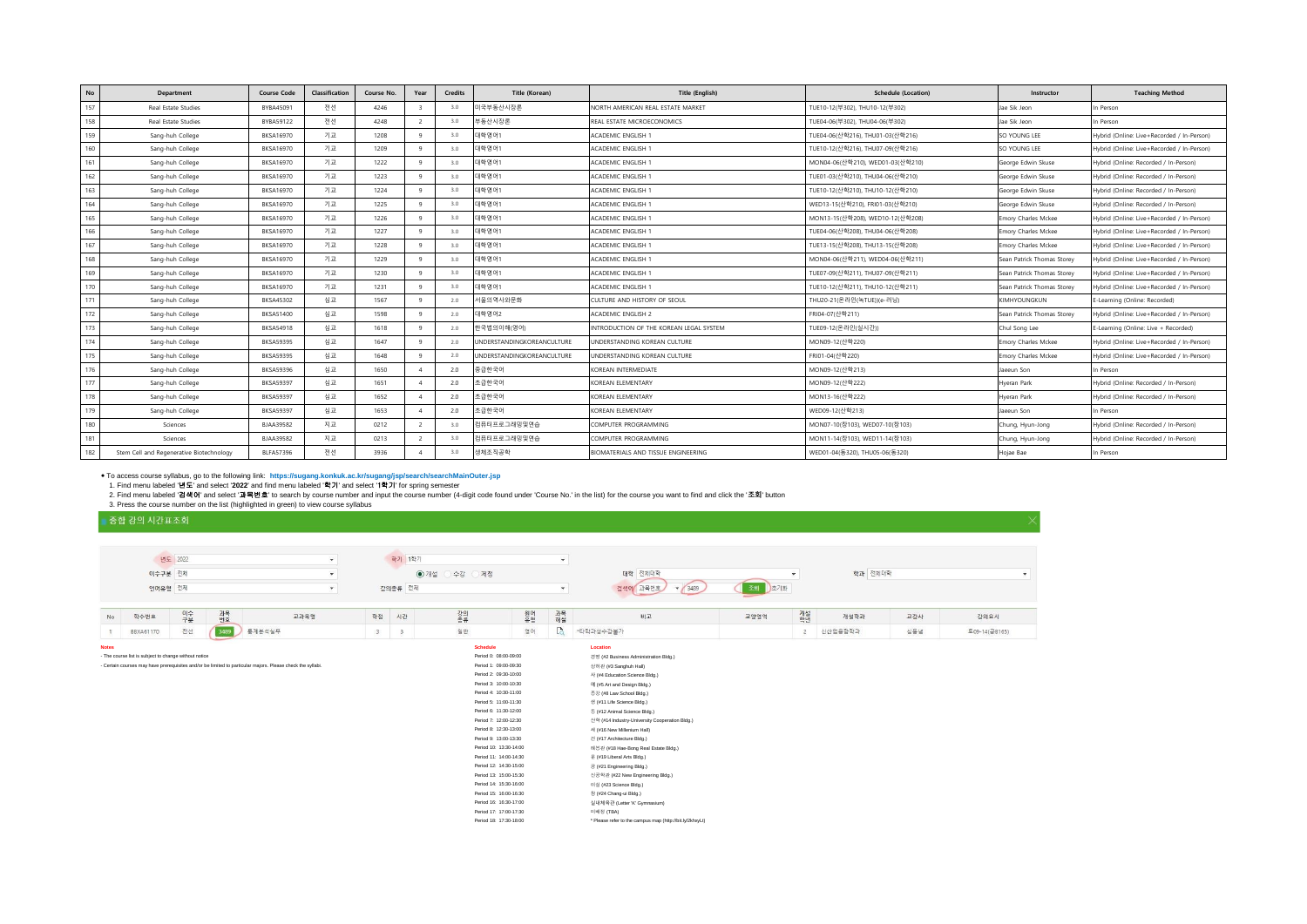| No | Department | Course Code | Classification | Course No. | Year | Credits | Title (Korean) | Title (English) | Schedule (Location) | Instructor | Teaching Method |
|---|---|---|---|---|---|---|---|---|---|---|---|
| 157 | Real Estate Studies | BYBA45091 | 전선 | 4246 | 3 | 3.0 | 미국부동산시장론 | NORTH AMERICAN REAL ESTATE MARKET | TUE10-12(부302), THU10-12(부302) | Jae Sik Jeon | In Person |
| 158 | Real Estate Studies | BYBA59122 | 전선 | 4248 | 2 | 3.0 | 부동산시장론 | REAL ESTATE MICROECONOMICS | TUE04-06(부302), THU04-06(부302) | Jae Sik Jeon | In Person |
| 159 | Sang-huh College | BKSA16970 | 기교 | 1208 | 9 | 3.0 | 대학영어1 | ACADEMIC ENGLISH 1 | TUE04-06(산학216), THU01-03(산학216) | SO YOUNG LEE | Hybrid (Online: Live+Recorded / In-Person) |
| 160 | Sang-huh College | BKSA16970 | 기교 | 1209 | 9 | 3.0 | 대학영어1 | ACADEMIC ENGLISH 1 | TUE10-12(산학216), THU07-09(산학216) | SO YOUNG LEE | Hybrid (Online: Live+Recorded / In-Person) |
| 161 | Sang-huh College | BKSA16970 | 기교 | 1222 | 9 | 3.0 | 대학영어1 | ACADEMIC ENGLISH 1 | MON04-06(산학210), WED01-03(산학210) | George Edwin Skuse | Hybrid (Online: Recorded / In-Person) |
| 162 | Sang-huh College | BKSA16970 | 기교 | 1223 | 9 | 3.0 | 대학영어1 | ACADEMIC ENGLISH 1 | TUE01-03(산학210), THU04-06(산학210) | George Edwin Skuse | Hybrid (Online: Recorded / In-Person) |
| 163 | Sang-huh College | BKSA16970 | 기교 | 1224 | 9 | 3.0 | 대학영어1 | ACADEMIC ENGLISH 1 | TUE10-12(산학210), THU10-12(산학210) | George Edwin Skuse | Hybrid (Online: Recorded / In-Person) |
| 164 | Sang-huh College | BKSA16970 | 기교 | 1225 | 9 | 3.0 | 대학영어1 | ACADEMIC ENGLISH 1 | WED13-15(산학210), FRI01-03(산학210) | George Edwin Skuse | Hybrid (Online: Recorded / In-Person) |
| 165 | Sang-huh College | BKSA16970 | 기교 | 1226 | 9 | 3.0 | 대학영어1 | ACADEMIC ENGLISH 1 | MON13-15(산학208), WED10-12(산학208) | Emory Charles Mckee | Hybrid (Online: Live+Recorded / In-Person) |
| 166 | Sang-huh College | BKSA16970 | 기교 | 1227 | 9 | 3.0 | 대학영어1 | ACADEMIC ENGLISH 1 | TUE04-06(산학208), THU04-06(산학208) | Emory Charles Mckee | Hybrid (Online: Live+Recorded / In-Person) |
| 167 | Sang-huh College | BKSA16970 | 기교 | 1228 | 9 | 3.0 | 대학영어1 | ACADEMIC ENGLISH 1 | TUE13-15(산학208), THU13-15(산학208) | Emory Charles Mckee | Hybrid (Online: Live+Recorded / In-Person) |
| 168 | Sang-huh College | BKSA16970 | 기교 | 1229 | 9 | 3.0 | 대학영어1 | ACADEMIC ENGLISH 1 | MON04-06(산학211), WED04-06(산학211) | Sean Patrick Thomas Storey | Hybrid (Online: Live+Recorded / In-Person) |
| 169 | Sang-huh College | BKSA16970 | 기교 | 1230 | 9 | 3.0 | 대학영어1 | ACADEMIC ENGLISH 1 | TUE07-09(산학211), THU07-09(산학211) | Sean Patrick Thomas Storey | Hybrid (Online: Live+Recorded / In-Person) |
| 170 | Sang-huh College | BKSA16970 | 기교 | 1231 | 9 | 3.0 | 대학영어1 | ACADEMIC ENGLISH 1 | TUE10-12(산학211), THU10-12(산학211) | Sean Patrick Thomas Storey | Hybrid (Online: Live+Recorded / In-Person) |
| 171 | Sang-huh College | BKSA45302 | 심교 | 1567 | 9 | 2.0 | 서울의역사와문화 | CULTURE AND HISTORY OF SEOUL | THU20-21(온라인(녹TUE))(e-러닝) | KIMHYOUNGKUN | E-Learning (Online: Recorded) |
| 172 | Sang-huh College | BKSA51400 | 심교 | 1598 | 9 | 2.0 | 대학영어2 | ACADEMIC ENGLISH 2 | FRI04-07(산학211) | Sean Patrick Thomas Storey | Hybrid (Online: Live+Recorded / In-Person) |
| 173 | Sang-huh College | BKSA54918 | 심교 | 1618 | 9 | 2.0 | 한국법의이해(영어) | INTRODUCTION OF THE KOREAN LEGAL SYSTEM | TUE09-12(온라인(실시간)) | Chul Song Lee | E-Learning (Online: Live + Recorded) |
| 174 | Sang-huh College | BKSA59395 | 심교 | 1647 | 9 | 2.0 | UNDERSTANDINGKOREANCULTURE | UNDERSTANDING KOREAN CULTURE | MON09-12(산학220) | Emory Charles Mckee | Hybrid (Online: Live+Recorded / In-Person) |
| 175 | Sang-huh College | BKSA59395 | 심교 | 1648 | 9 | 2.0 | UNDERSTANDINGKOREANCULTURE | UNDERSTANDING KOREAN CULTURE | FRI01-04(산학220) | Emory Charles Mckee | Hybrid (Online: Live+Recorded / In-Person) |
| 176 | Sang-huh College | BKSA59396 | 심교 | 1650 | 4 | 2.0 | 중급한국어 | KOREAN INTERMEDIATE | MON09-12(산학213) | Jaeeun Son | In Person |
| 177 | Sang-huh College | BKSA59397 | 심교 | 1651 | 4 | 2.0 | 초급한국어 | KOREAN ELEMENTARY | MON09-12(산학222) | Hyeran Park | Hybrid (Online: Recorded / In-Person) |
| 178 | Sang-huh College | BKSA59397 | 심교 | 1652 | 4 | 2.0 | 초급한국어 | KOREAN ELEMENTARY | MON13-16(산학222) | Hyeran Park | Hybrid (Online: Recorded / In-Person) |
| 179 | Sang-huh College | BKSA59397 | 심교 | 1653 | 4 | 2.0 | 초급한국어 | KOREAN ELEMENTARY | WED09-12(산학213) | Jaeeun Son | In Person |
| 180 | Sciences | BJAA39582 | 지교 | 0212 | 2 | 3.0 | 컴퓨터프로그래밍및연습 | COMPUTER PROGRAMMING | MON07-10(창103), WED07-10(창103) | Chung, Hyun-Jong | Hybrid (Online: Recorded / In-Person) |
| 181 | Sciences | BJAA39582 | 지교 | 0213 | 2 | 3.0 | 컴퓨터프로그래밍및연습 | COMPUTER PROGRAMMING | MON11-14(창103), WED11-14(창103) | Chung, Hyun-Jong | Hybrid (Online: Recorded / In-Person) |
| 182 | Stem Cell and Regenerative Biotechnology | BLFA57396 | 전선 | 3936 | 4 | 3.0 | 생체조직공학 | BIOMATERIALS AND TISSUE ENGINEERING | WED01-04(동320), THU05-06(동320) | Hojae Bae | In Person |

- To access course syllabus, go to the following link: **https://sugang.konkuk.ac.kr/sugang/jsp/search/searchMainOuter.jsp**
  1. Find menu labeled '**년도**' and select '**2022**' and find menu labeled '**학기**' and select '**1학기**' for spring semester
  2. Find menu labeled '**검색어**' and select '**과목번호**' to search by course number and input the course number (4-digit code found under 'Course No.' in the list) for the course you want to find and click the '**조회**' button
  3. Press the course number on the list (highlighted in green) to view course syllabus